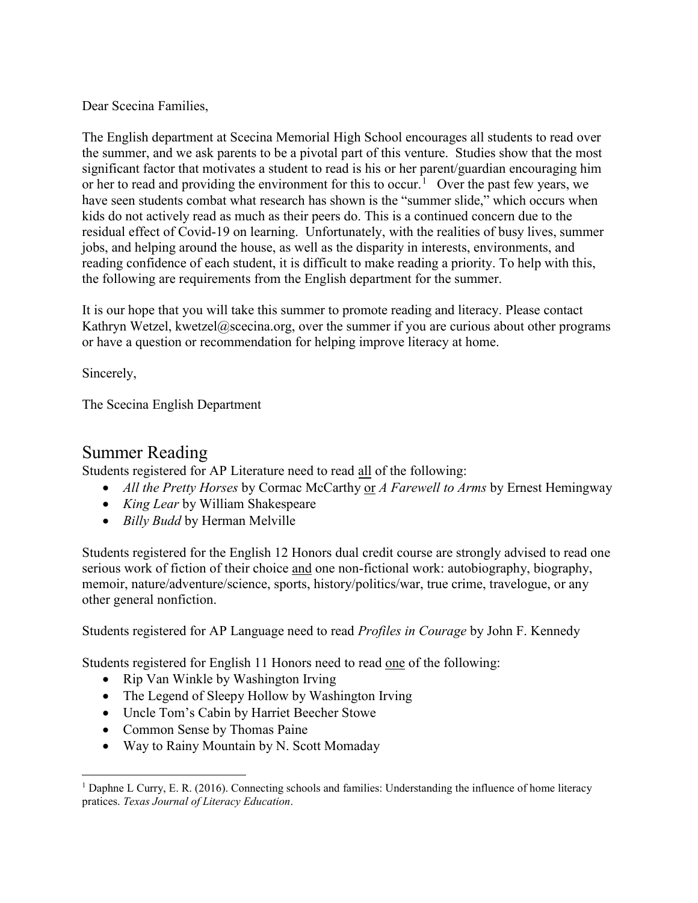Dear Scecina Families,

The English department at Scecina Memorial High School encourages all students to read over the summer, and we ask parents to be a pivotal part of this venture. Studies show that the most significant factor that motivates a student to read is his or her parent/guardian encouraging him or her to read and providing the environment for this to occur.[1] Over the past few years, we have seen students combat what research has shown is the "summer slide," which occurs when kids do not actively read as much as their peers do. This is a continued concern due to the residual effect of Covid-19 on learning. Unfortunately, with the realities of busy lives, summer jobs, and helping around the house, as well as the disparity in interests, environments, and reading confidence of each student, it is difficult to make reading a priority. To help with this, the following are requirements from the English department for the summer.

It is our hope that you will take this summer to promote reading and literacy. Please contact Kathryn Wetzel, kwetzel@scecina.org, over the summer if you are curious about other programs or have a question or recommendation for helping improve literacy at home.

Sincerely,

The Scecina English Department

# Summer Reading

Students registered for AP Literature need to read <u>all</u> of the following:

- *All the Pretty Horses* by Cormac McCarthy <u>or</u> *A Farewell to Arms* by Ernest Hemingway
- *King Lear* by William Shakespeare
- *Billy Budd* by Herman Melville

Students registered for the English 12 Honors dual credit course are strongly advised to read one serious work of fiction of their choice <u>and</u> one non-fictional work: autobiography, biography, memoir, nature/adventure/science, sports, history/politics/war, true crime, travelogue, or any other general nonfiction.

Students registered for AP Language need to read *Profiles in Courage* by John F. Kennedy

Students registered for English 11 Honors need to read <u>one</u> of the following:

- Rip Van Winkle by Washington Irving
- The Legend of Sleepy Hollow by Washington Irving
- Uncle Tom's Cabin by Harriet Beecher Stowe
- Common Sense by Thomas Paine
- Way to Rainy Mountain by N. Scott Momaday

---

[1] Daphne L Curry, E. R. (2016). Connecting schools and families: Understanding the influence of home literacy pratices. *Texas Journal of Literacy Education*.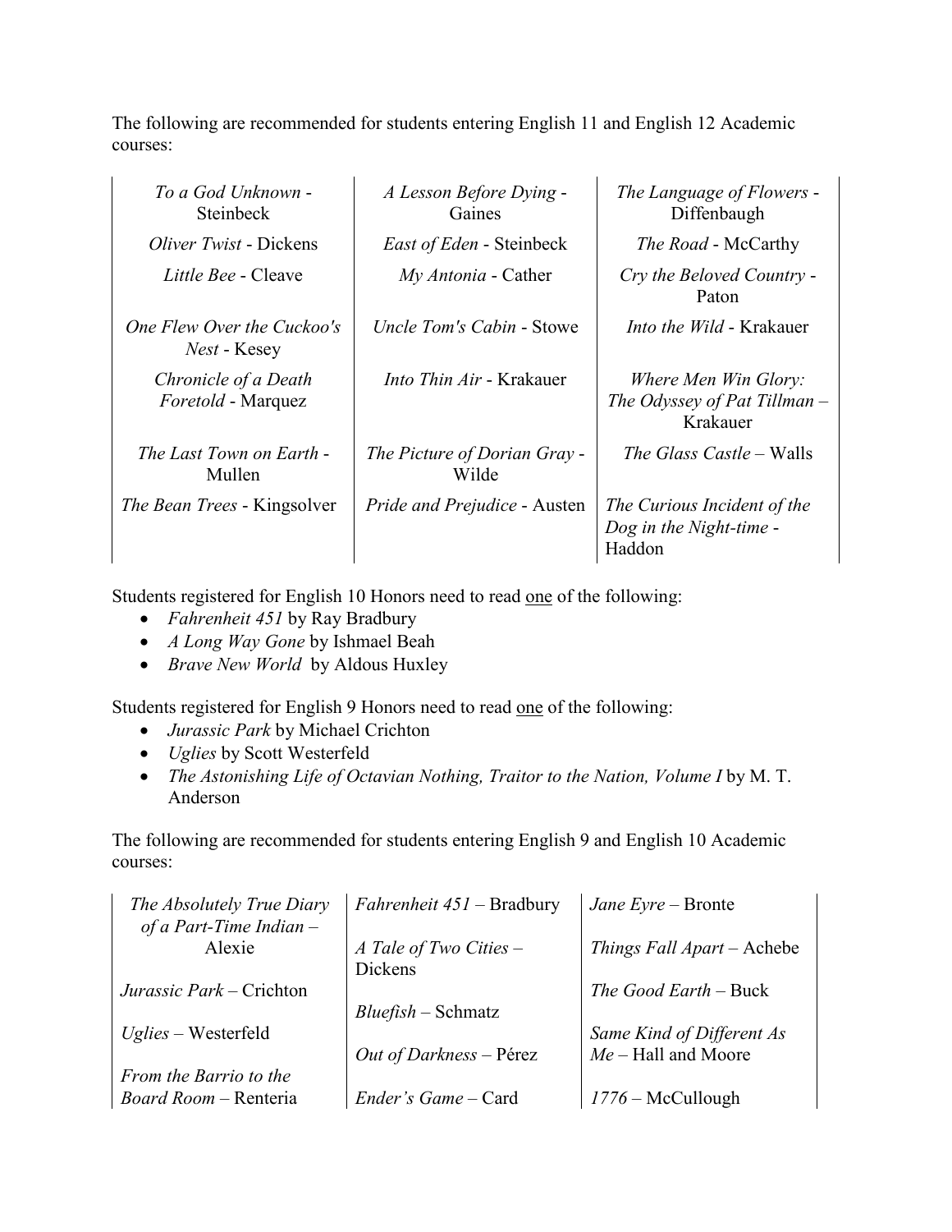The following are recommended for students entering English 11 and English 12 Academic courses:

| | | |
|---|---|---|
| *To a God Unknown* - Steinbeck | *A Lesson Before Dying* - Gaines | *The Language of Flowers* - Diffenbaugh |
| *Oliver Twist* - Dickens | *East of Eden* - Steinbeck | *The Road* - McCarthy |
| *Little Bee* - Cleave | *My Antonia* - Cather | *Cry the Beloved Country* - Paton |
| *One Flew Over the Cuckoo's Nest* - Kesey | *Uncle Tom's Cabin* - Stowe | *Into the Wild* - Krakauer |
| *Chronicle of a Death Foretold* - Marquez | *Into Thin Air* - Krakauer | *Where Men Win Glory: The Odyssey of Pat Tillman* – Krakauer |
| *The Last Town on Earth* - Mullen | *The Picture of Dorian Gray* - Wilde | *The Glass Castle* – Walls |
| *The Bean Trees* - Kingsolver | *Pride and Prejudice* - Austen | *The Curious Incident of the Dog in the Night-time* - Haddon |

Students registered for English 10 Honors need to read one of the following:

- *Fahrenheit 451* by Ray Bradbury
- *A Long Way Gone* by Ishmael Beah
- *Brave New World* by Aldous Huxley

Students registered for English 9 Honors need to read one of the following:

- *Jurassic Park* by Michael Crichton
- *Uglies* by Scott Westerfeld
- *The Astonishing Life of Octavian Nothing, Traitor to the Nation, Volume I* by M. T. Anderson

The following are recommended for students entering English 9 and English 10 Academic courses:

| | | |
|---|---|---|
| *The Absolutely True Diary of a Part-Time Indian* – Alexie | *Fahrenheit 451* – Bradbury | *Jane Eyre* – Bronte |
| *Jurassic Park* – Crichton | *A Tale of Two Cities* – Dickens | *Things Fall Apart* – Achebe |
| *Uglies* – Westerfeld | *Bluefish* – Schmatz | *The Good Earth* – Buck |
| *From the Barrio to the Board Room* – Renteria | *Out of Darkness* – Pérez | *Same Kind of Different As Me* – Hall and Moore |
| | *Ender's Game* – Card | *1776* – McCullough |